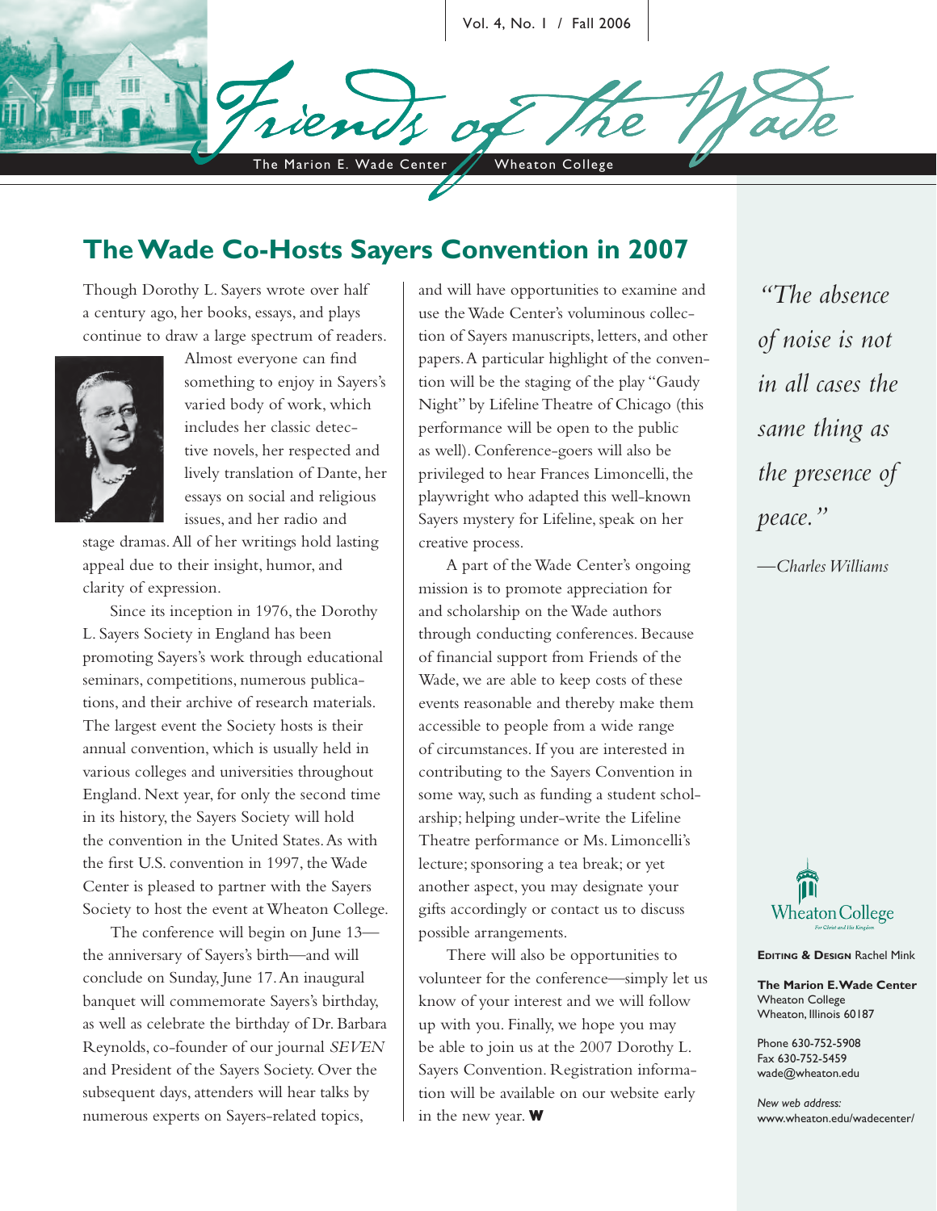Vol. 4, No. 1 / Fall 2006

# Friends of the Wade

The Marion E. Wade Center | Wheaton College

## The Wade Co-Hosts Sayers Convention in 2007

Though Dorothy L. Sayers wrote over half a century ago, her books, essays, and plays continue to draw a large spectrum of readers. Almost everyone can find something to enjoy in Sayers's varied body of work, which includes her classic detective novels, her respected and lively translation of Dante, her essays on social and religious issues, and her radio and stage dramas. All of her writings hold lasting appeal due to their insight, humor, and clarity of expression.

Since its inception in 1976, the Dorothy L. Sayers Society in England has been promoting Sayers's work through educational seminars, competitions, numerous publications, and their archive of research materials. The largest event the Society hosts is their annual convention, which is usually held in various colleges and universities throughout England. Next year, for only the second time in its history, the Sayers Society will hold the convention in the United States. As with the first U.S. convention in 1997, the Wade Center is pleased to partner with the Sayers Society to host the event at Wheaton College.

The conference will begin on June 13—the anniversary of Sayers's birth—and will conclude on Sunday, June 17. An inaugural banquet will commemorate Sayers's birthday, as well as celebrate the birthday of Dr. Barbara Reynolds, co-founder of our journal *SEVEN* and President of the Sayers Society. Over the subsequent days, attenders will hear talks by numerous experts on Sayers-related topics, and will have opportunities to examine and use the Wade Center's voluminous collection of Sayers manuscripts, letters, and other papers. A particular highlight of the convention will be the staging of the play "Gaudy Night" by Lifeline Theatre of Chicago (this performance will be open to the public as well). Conference-goers will also be privileged to hear Frances Limoncelli, the playwright who adapted this well-known Sayers mystery for Lifeline, speak on her creative process.

A part of the Wade Center's ongoing mission is to promote appreciation for and scholarship on the Wade authors through conducting conferences. Because of financial support from Friends of the Wade, we are able to keep costs of these events reasonable and thereby make them accessible to people from a wide range of circumstances. If you are interested in contributing to the Sayers Convention in some way, such as funding a student scholarship; helping under-write the Lifeline Theatre performance or Ms. Limoncelli's lecture; sponsoring a tea break; or yet another aspect, you may designate your gifts accordingly or contact us to discuss possible arrangements.

There will also be opportunities to volunteer for the conference—simply let us know of your interest and we will follow up with you. Finally, we hope you may be able to join us at the 2007 Dorothy L. Sayers Convention. Registration information will be available on our website early in the new year. **W**

*"The absence of noise is not in all cases the same thing as the presence of peace."*

*—Charles Williams*

Wheaton College

**EDITING & DESIGN** Rachel Mink

**The Marion E. Wade Center**
Wheaton College
Wheaton, Illinois 60187

Phone 630-752-5908
Fax 630-752-5459
wade@wheaton.edu

*New web address:*
www.wheaton.edu/wadecenter/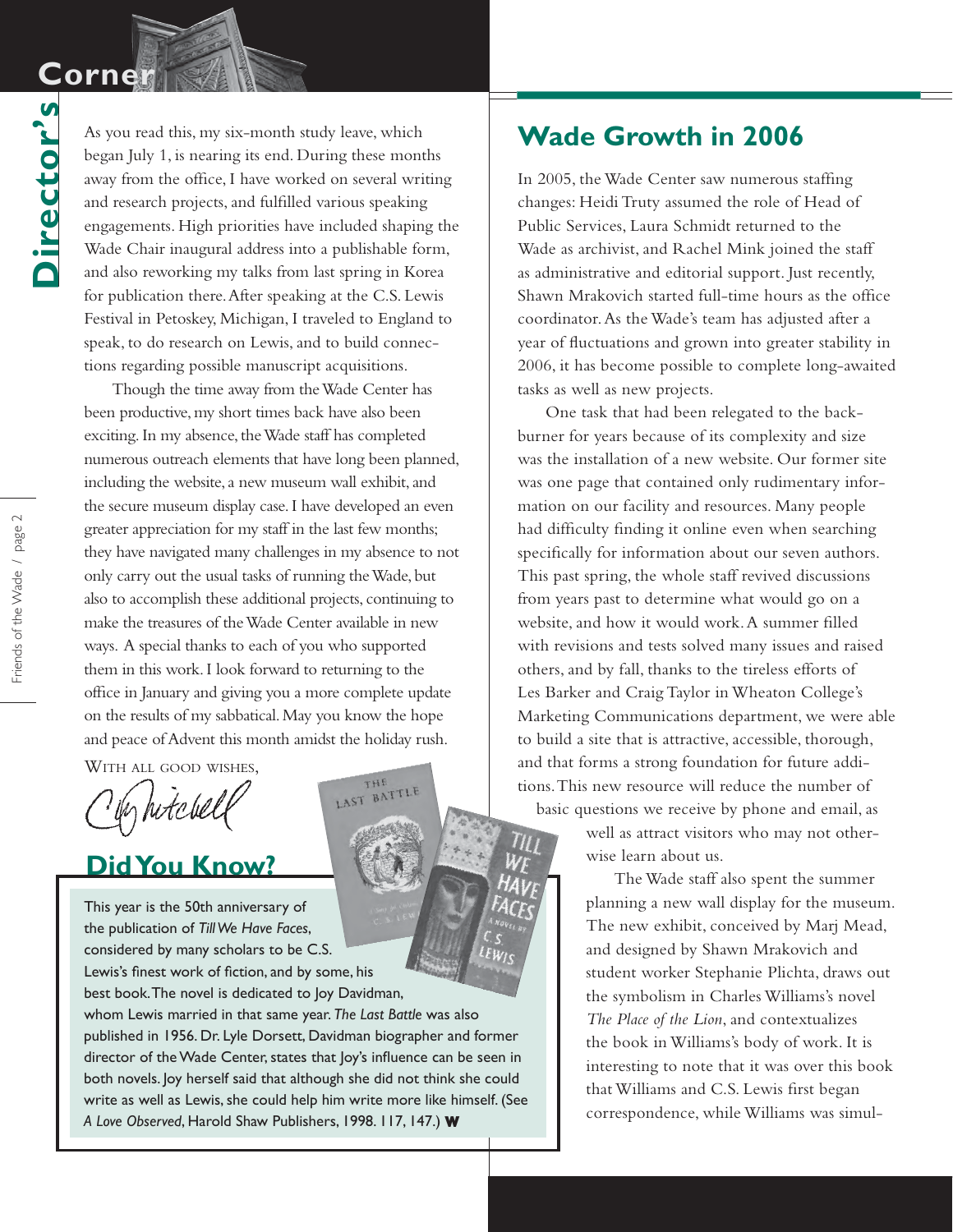# Director's Corner

As you read this, my six-month study leave, which began July 1, is nearing its end. During these months away from the office, I have worked on several writing and research projects, and fulfilled various speaking engagements. High priorities have included shaping the Wade Chair inaugural address into a publishable form, and also reworking my talks from last spring in Korea for publication there. After speaking at the C.S. Lewis Festival in Petoskey, Michigan, I traveled to England to speak, to do research on Lewis, and to build connections regarding possible manuscript acquisitions.

Though the time away from the Wade Center has been productive, my short times back have also been exciting. In my absence, the Wade staff has completed numerous outreach elements that have long been planned, including the website, a new museum wall exhibit, and the secure museum display case. I have developed an even greater appreciation for my staff in the last few months; they have navigated many challenges in my absence to not only carry out the usual tasks of running the Wade, but also to accomplish these additional projects, continuing to make the treasures of the Wade Center available in new ways. A special thanks to each of you who supported them in this work. I look forward to returning to the office in January and giving you a more complete update on the results of my sabbatical. May you know the hope and peace of Advent this month amidst the holiday rush.

WITH ALL GOOD WISHES,

Chris Mitchell

## Did You Know?

This year is the 50th anniversary of the publication of *Till We Have Faces*, considered by many scholars to be C.S. Lewis's finest work of fiction, and by some, his best book. The novel is dedicated to Joy Davidman, whom Lewis married in that same year. *The Last Battle* was also published in 1956. Dr. Lyle Dorsett, Davidman biographer and former director of the Wade Center, states that Joy's influence can be seen in both novels. Joy herself said that although she did not think she could write as well as Lewis, she could help him write more like himself. (See *A Love Observed*, Harold Shaw Publishers, 1998. 117, 147.) **W**

## Wade Growth in 2006

In 2005, the Wade Center saw numerous staffing changes: Heidi Truty assumed the role of Head of Public Services, Laura Schmidt returned to the Wade as archivist, and Rachel Mink joined the staff as administrative and editorial support. Just recently, Shawn Mrakovich started full-time hours as the office coordinator. As the Wade's team has adjusted after a year of fluctuations and grown into greater stability in 2006, it has become possible to complete long-awaited tasks as well as new projects.

One task that had been relegated to the back-burner for years because of its complexity and size was the installation of a new website. Our former site was one page that contained only rudimentary information on our facility and resources. Many people had difficulty finding it online even when searching specifically for information about our seven authors. This past spring, the whole staff revived discussions from years past to determine what would go on a website, and how it would work. A summer filled with revisions and tests solved many issues and raised others, and by fall, thanks to the tireless efforts of Les Barker and Craig Taylor in Wheaton College's Marketing Communications department, we were able to build a site that is attractive, accessible, thorough, and that forms a strong foundation for future additions. This new resource will reduce the number of basic questions we receive by phone and email, as well as attract visitors who may not otherwise learn about us.

The Wade staff also spent the summer planning a new wall display for the museum. The new exhibit, conceived by Marj Mead, and designed by Shawn Mrakovich and student worker Stephanie Plichta, draws out the symbolism in Charles Williams's novel *The Place of the Lion*, and contextualizes the book in Williams's body of work. It is interesting to note that it was over this book that Williams and C.S. Lewis first began correspondence, while Williams was simul-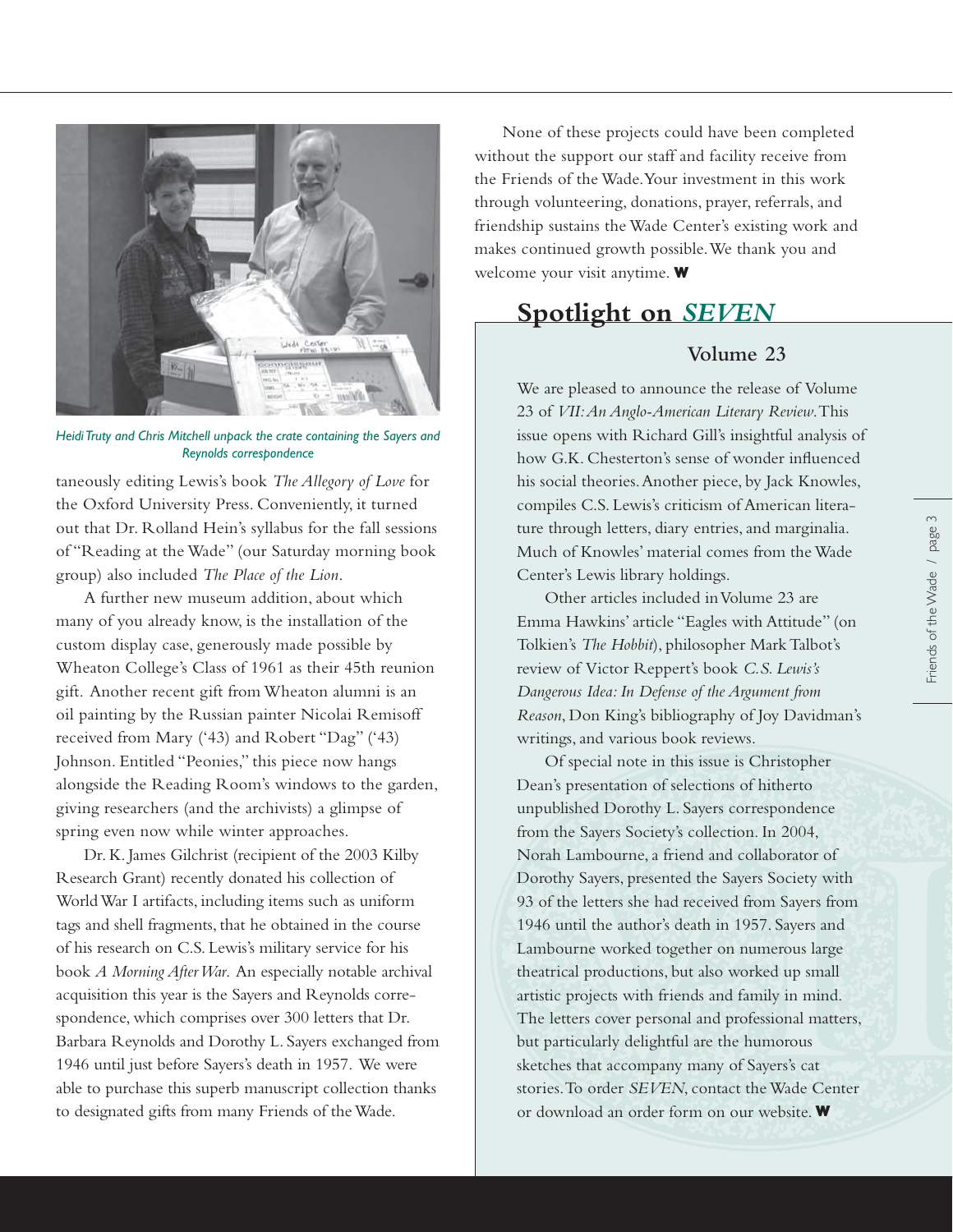*Heidi Truty and Chris Mitchell unpack the crate containing the Sayers and Reynolds correspondence*

taneously editing Lewis's book *The Allegory of Love* for the Oxford University Press. Conveniently, it turned out that Dr. Rolland Hein's syllabus for the fall sessions of "Reading at the Wade" (our Saturday morning book group) also included *The Place of the Lion*.

A further new museum addition, about which many of you already know, is the installation of the custom display case, generously made possible by Wheaton College's Class of 1961 as their 45th reunion gift. Another recent gift from Wheaton alumni is an oil painting by the Russian painter Nicolai Remisoff received from Mary ('43) and Robert "Dag" ('43) Johnson. Entitled "Peonies," this piece now hangs alongside the Reading Room's windows to the garden, giving researchers (and the archivists) a glimpse of spring even now while winter approaches.

Dr. K. James Gilchrist (recipient of the 2003 Kilby Research Grant) recently donated his collection of World War I artifacts, including items such as uniform tags and shell fragments, that he obtained in the course of his research on C.S. Lewis's military service for his book *A Morning After War*. An especially notable archival acquisition this year is the Sayers and Reynolds correspondence, which comprises over 300 letters that Dr. Barbara Reynolds and Dorothy L. Sayers exchanged from 1946 until just before Sayers's death in 1957. We were able to purchase this superb manuscript collection thanks to designated gifts from many Friends of the Wade.

None of these projects could have been completed without the support our staff and facility receive from the Friends of the Wade. Your investment in this work through volunteering, donations, prayer, referrals, and friendship sustains the Wade Center's existing work and makes continued growth possible. We thank you and welcome your visit anytime. **W**

## Spotlight on *SEVEN*

### Volume 23

We are pleased to announce the release of Volume 23 of *VII: An Anglo-American Literary Review*. This issue opens with Richard Gill's insightful analysis of how G.K. Chesterton's sense of wonder influenced his social theories. Another piece, by Jack Knowles, compiles C.S. Lewis's criticism of American literature through letters, diary entries, and marginalia. Much of Knowles' material comes from the Wade Center's Lewis library holdings.

Other articles included in Volume 23 are Emma Hawkins' article "Eagles with Attitude" (on Tolkien's *The Hobbit*), philosopher Mark Talbot's review of Victor Reppert's book *C.S. Lewis's Dangerous Idea: In Defense of the Argument from Reason*, Don King's bibliography of Joy Davidman's writings, and various book reviews.

Of special note in this issue is Christopher Dean's presentation of selections of hitherto unpublished Dorothy L. Sayers correspondence from the Sayers Society's collection. In 2004, Norah Lambourne, a friend and collaborator of Dorothy Sayers, presented the Sayers Society with 93 of the letters she had received from Sayers from 1946 until the author's death in 1957. Sayers and Lambourne worked together on numerous large theatrical productions, but also worked up small artistic projects with friends and family in mind. The letters cover personal and professional matters, but particularly delightful are the humorous sketches that accompany many of Sayers's cat stories. To order *SEVEN*, contact the Wade Center or download an order form on our website. **W**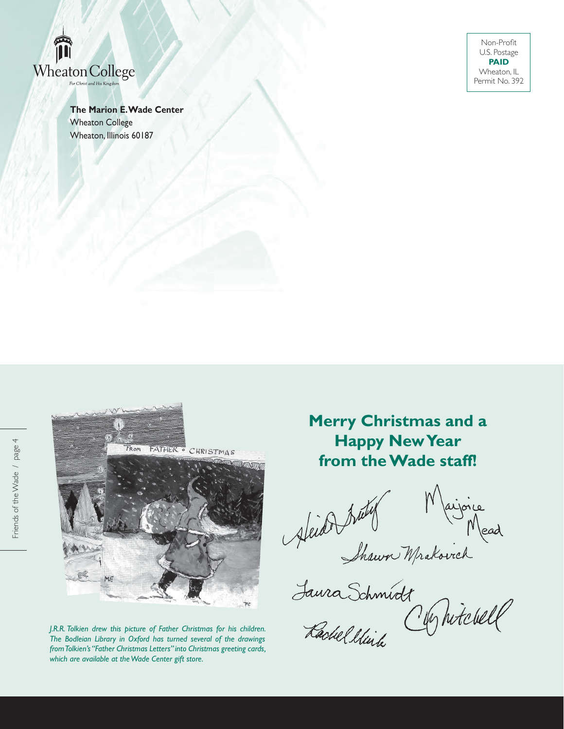Wheaton College

*For Christ and His Kingdom*

**The Marion E. Wade Center**
Wheaton College
Wheaton, Illinois 60187

Non-Profit
U.S. Postage
**PAID**
Wheaton, IL
Permit No. 392

FROM FATHER CHRISTMAS

*J.R.R. Tolkien drew this picture of Father Christmas for his children. The Bodleian Library in Oxford has turned several of the drawings from Tolkien's "Father Christmas Letters" into Christmas greeting cards, which are available at the Wade Center gift store.*

## Merry Christmas and a Happy New Year from the Wade staff!

Heidi Truty
Marjorie Mead
Shawn Mrakovich
Laura Schmidt
Chris Mitchell
Rachel Marik